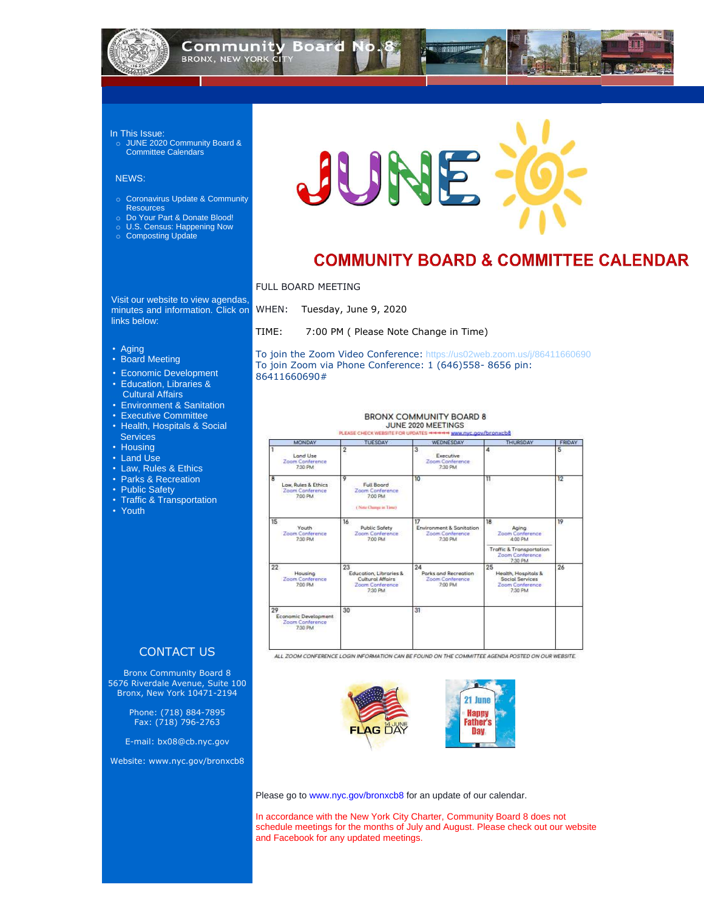# Community Board No. 8

BRONX, NEW YORK CITY

In This Issue:

- JUNE 2020 Community Board & Committee Calendars

NEWS:

- Coronavirus Update & Community Resources
- Do Your Part & Donate Blood!
- U.S. Census: Happening Now
- Composting Update

Visit our website to view agendas, minutes and information. Click on links below:

- Aging
- Board Meeting
- Economic Development
- Education, Libraries & Cultural Affairs
- Environment & Sanitation
- Executive Committee
- Health, Hospitals & Social Services
- Housing
- Land Use
- Law, Rules & Ethics
- Parks & Recreation
- Public Safety
- Traffic & Transportation
- Youth

## CONTACT US

Bronx Community Board 8
5676 Riverdale Avenue, Suite 100
Bronx, New York 10471-2194

Phone: (718) 884-7895
Fax: (718) 796-2763

E-mail: bx08@cb.nyc.gov

Website: www.nyc.gov/bronxcb8

# JUNE

## COMMUNITY BOARD & COMMITTEE CALENDAR

FULL BOARD MEETING

WHEN: Tuesday, June 9, 2020

TIME: 7:00 PM ( Please Note Change in Time)

To join the Zoom Video Conference: https://us02web.zoom.us/j/86411660690
To join Zoom via Phone Conference: 1 (646)558- 8656 pin: 86411660690#

### BRONX COMMUNITY BOARD 8 JUNE 2020 MEETINGS

PLEASE CHECK WEBSITE FOR UPDATES www.nyc.gov/bronxcb8

| MONDAY | TUESDAY | WEDNESDAY | THURSDAY | FRIDAY |
|---|---|---|---|---|
| 1 Land Use Zoom Conference 7:30 PM | 2 | 3 Executive Zoom Conference 7:30 PM | 4 | 5 |
| 8 Law, Rules & Ethics Zoom Conference 7:00 PM | 9 Full Board Zoom Conference 7:00 PM (Note Change in Time) | 10 | 11 | 12 |
| 15 Youth Zoom Conference 7:30 PM | 16 Public Safety Zoom Conference 7:00 PM | 17 Environment & Sanitation Zoom Conference 7:30 PM | 18 Aging Zoom Conference 4:00 PM; Traffic & Transportation Zoom Conference 7:30 PM | 19 |
| 22 Housing Zoom Conference 7:00 PM | 23 Education, Libraries & Cultural Affairs Zoom Conference 7:30 PM | 24 Parks and Recreation Zoom Conference 7:00 PM | 25 Health, Hospitals & Social Services Zoom Conference 7:30 PM | 26 |
| 29 Economic Development Zoom Conference 7:30 PM | 30 | 31 | | |

*ALL ZOOM CONFERENCE LOGIN INFORMATION CAN BE FOUND ON THE COMMITTEE AGENDA POSTED ON OUR WEBSITE*

FLAG DAY 14 JUNE

21 June Happy Father's Day

Please go to www.nyc.gov/bronxcb8 for an update of our calendar.

In accordance with the New York City Charter, Community Board 8 does not schedule meetings for the months of July and August. Please check out our website and Facebook for any updated meetings.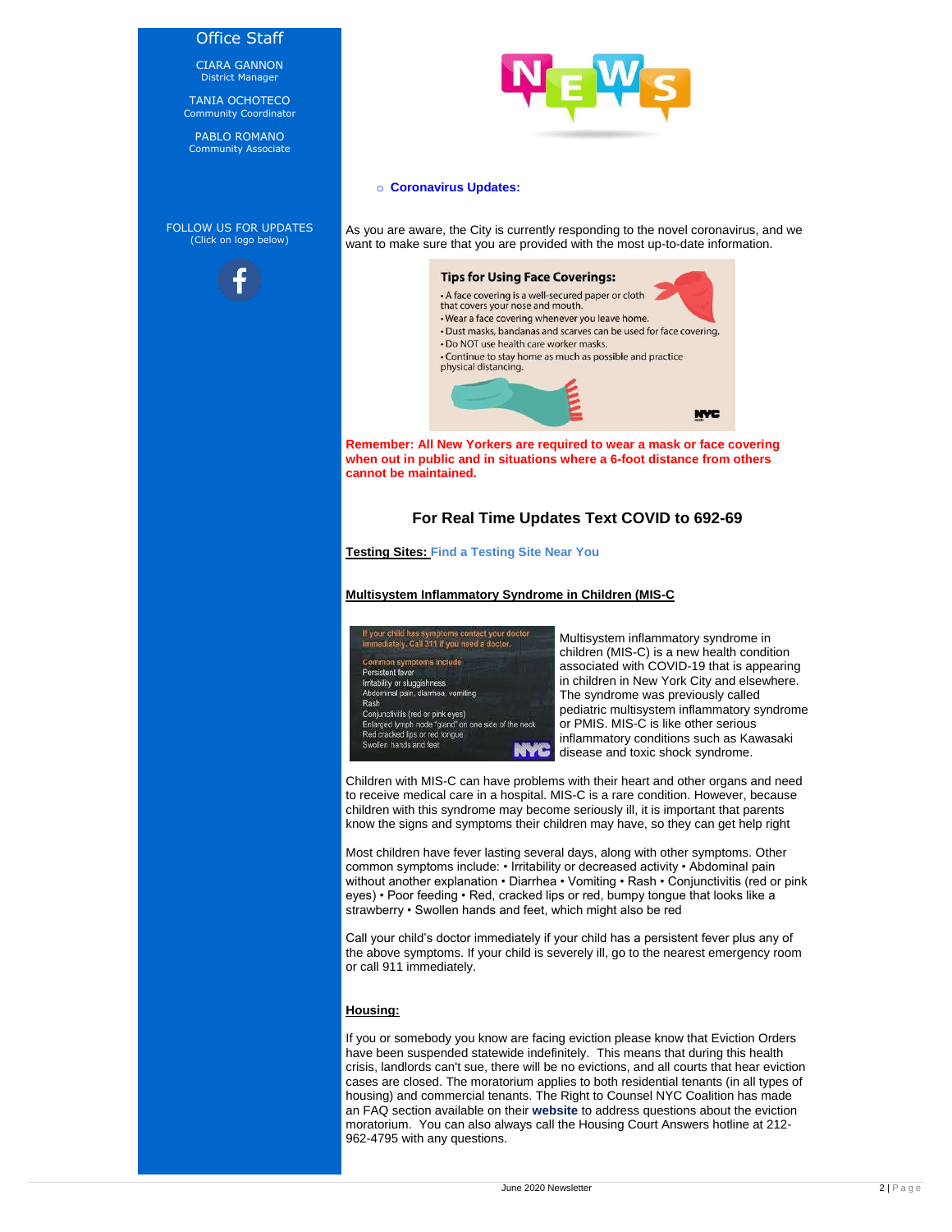## Office Staff

CIARA GANNON
District Manager

TANIA OCHOTECO
Community Coordinator

PABLO ROMANO
Community Associate

FOLLOW US FOR UPDATES
(Click on logo below)

- **Coronavirus Updates:**

As you are aware, the City is currently responding to the novel coronavirus, and we want to make sure that you are provided with the most up-to-date information.

**Tips for Using Face Coverings:**

- A face covering is a well-secured paper or cloth that covers your nose and mouth.
- Wear a face covering whenever you leave home.
- Dust masks, bandanas and scarves can be used for face covering.
- Do NOT use health care worker masks.
- Continue to stay home as much as possible and practice physical distancing.

NYC

**Remember: All New Yorkers are required to wear a mask or face covering when out in public and in situations where a 6-foot distance from others cannot be maintained.**

### For Real Time Updates Text COVID to 692-69

**Testing Sites:** **Find a Testing Site Near You**

**Multisystem Inflammatory Syndrome in Children (MIS-C**

If your child has symptoms contact your doctor immediately. Call 311 if you need a doctor.

Common symptoms include
Persistent fever
Irritability or sluggishness
Abdominal pain, diarrhea, vomiting
Rash
Conjunctivitis (red or pink eyes)
Enlarged lymph node "gland" on one side of the neck
Red cracked lips or red tongue
Swollen hands and feet

NYC

Multisystem inflammatory syndrome in children (MIS-C) is a new health condition associated with COVID-19 that is appearing in children in New York City and elsewhere. The syndrome was previously called pediatric multisystem inflammatory syndrome or PMIS. MIS-C is like other serious inflammatory conditions such as Kawasaki disease and toxic shock syndrome.

Children with MIS-C can have problems with their heart and other organs and need to receive medical care in a hospital. MIS-C is a rare condition. However, because children with this syndrome may become seriously ill, it is important that parents know the signs and symptoms their children may have, so they can get help right

Most children have fever lasting several days, along with other symptoms. Other common symptoms include: • Irritability or decreased activity • Abdominal pain without another explanation • Diarrhea • Vomiting • Rash • Conjunctivitis (red or pink eyes) • Poor feeding • Red, cracked lips or red, bumpy tongue that looks like a strawberry • Swollen hands and feet, which might also be red

Call your child's doctor immediately if your child has a persistent fever plus any of the above symptoms. If your child is severely ill, go to the nearest emergency room or call 911 immediately.

**Housing:**

If you or somebody you know are facing eviction please know that Eviction Orders have been suspended statewide indefinitely. This means that during this health crisis, landlords can't sue, there will be no evictions, and all courts that hear eviction cases are closed. The moratorium applies to both residential tenants (in all types of housing) and commercial tenants. The Right to Counsel NYC Coalition has made an FAQ section available on their **website** to address questions about the eviction moratorium. You can also always call the Housing Court Answers hotline at 212-962-4795 with any questions.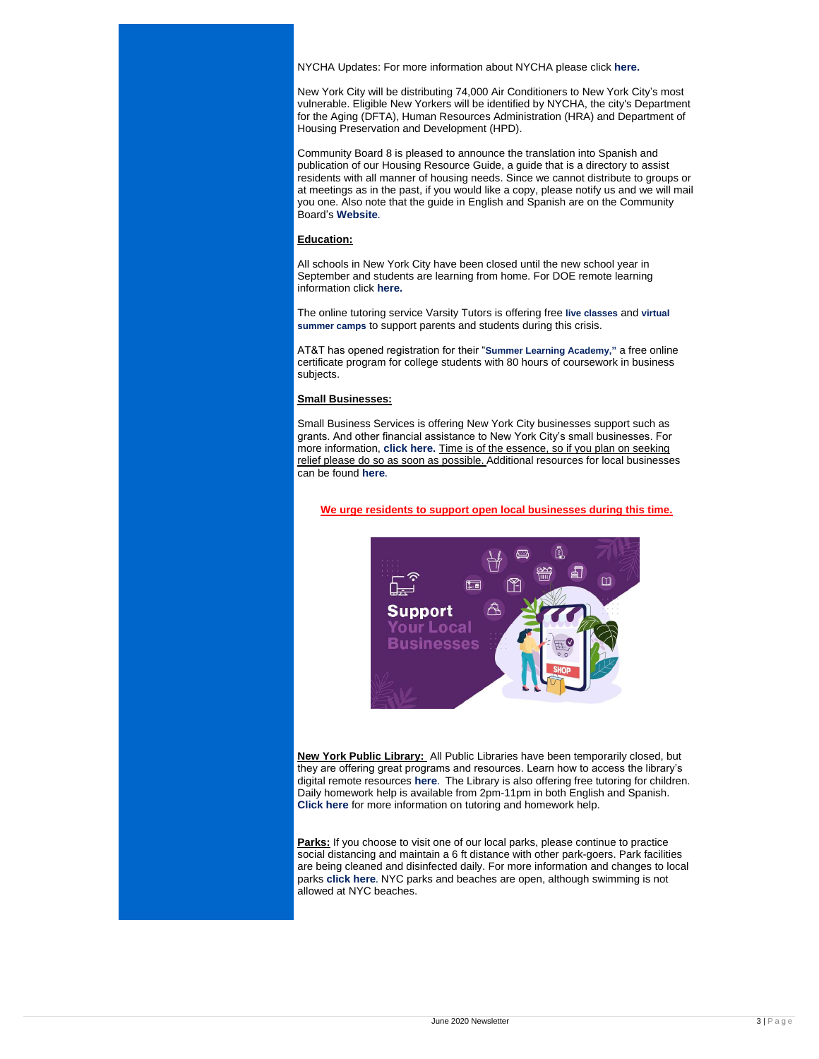NYCHA Updates: For more information about NYCHA please click **here.**

New York City will be distributing 74,000 Air Conditioners to New York City's most vulnerable. Eligible New Yorkers will be identified by NYCHA, the city's Department for the Aging (DFTA), Human Resources Administration (HRA) and Department of Housing Preservation and Development (HPD).

Community Board 8 is pleased to announce the translation into Spanish and publication of our Housing Resource Guide, a guide that is a directory to assist residents with all manner of housing needs. Since we cannot distribute to groups or at meetings as in the past, if you would like a copy, please notify us and we will mail you one. Also note that the guide in English and Spanish are on the Community Board's **Website**.

**Education:**

All schools in New York City have been closed until the new school year in September and students are learning from home. For DOE remote learning information click **here.**

The online tutoring service Varsity Tutors is offering free **live classes** and **virtual summer camps** to support parents and students during this crisis.

AT&T has opened registration for their "**Summer Learning Academy,"** a free online certificate program for college students with 80 hours of coursework in business subjects.

**Small Businesses:**

Small Business Services is offering New York City businesses support such as grants. And other financial assistance to New York City's small businesses. For more information, **click here.** Time is of the essence, so if you plan on seeking relief please do so as soon as possible. Additional resources for local businesses can be found **here**.

**We urge residents to support open local businesses during this time.**

**New York Public Library:** All Public Libraries have been temporarily closed, but they are offering great programs and resources. Learn how to access the library's digital remote resources **here**. The Library is also offering free tutoring for children. Daily homework help is available from 2pm-11pm in both English and Spanish. **Click here** for more information on tutoring and homework help.

**Parks:** If you choose to visit one of our local parks, please continue to practice social distancing and maintain a 6 ft distance with other park-goers. Park facilities are being cleaned and disinfected daily. For more information and changes to local parks **click here**. NYC parks and beaches are open, although swimming is not allowed at NYC beaches.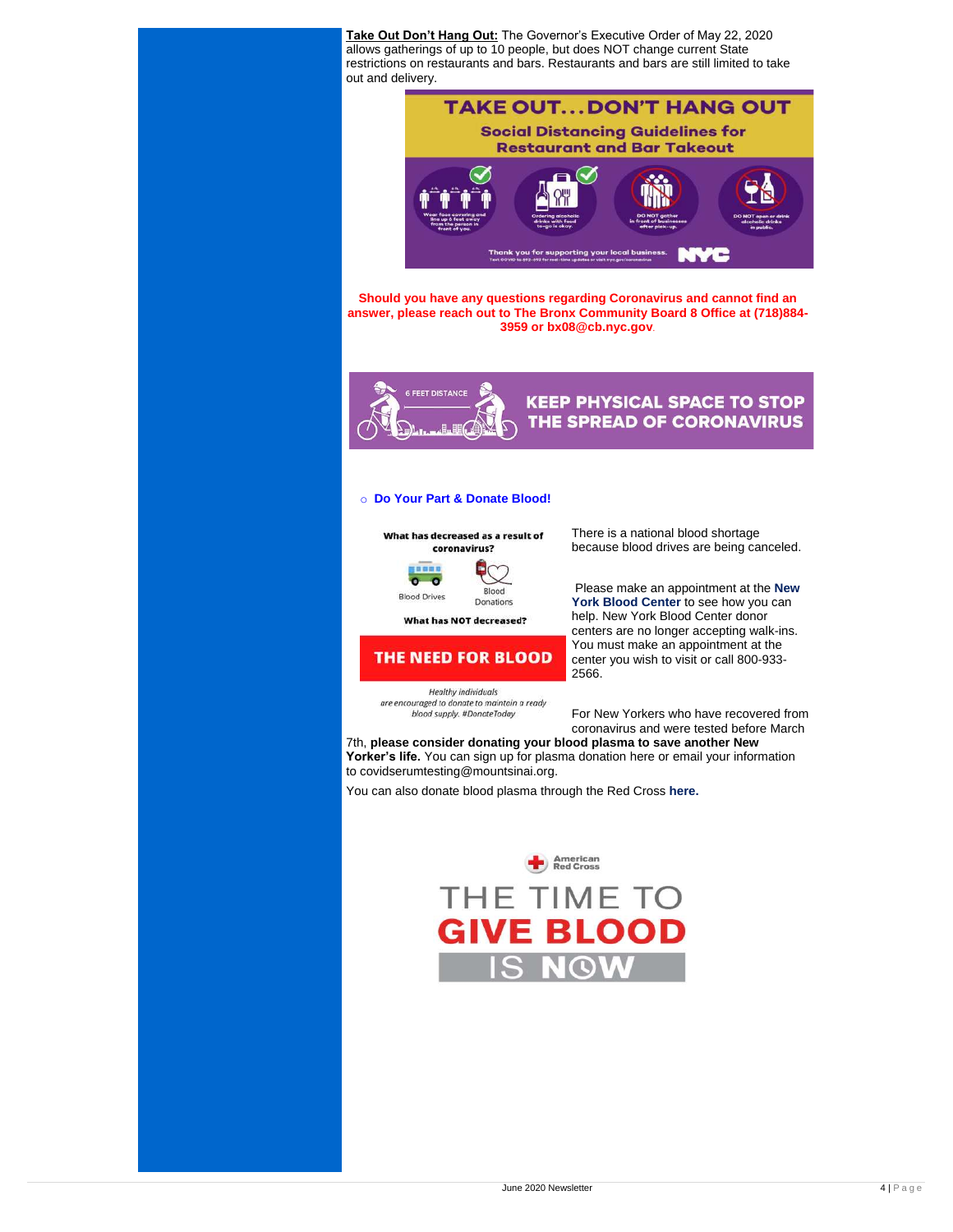**Take Out Don't Hang Out:** The Governor's Executive Order of May 22, 2020 allows gatherings of up to 10 people, but does NOT change current State restrictions on restaurants and bars. Restaurants and bars are still limited to take out and delivery.

**Should you have any questions regarding Coronavirus and cannot find an answer, please reach out to The Bronx Community Board 8 Office at (718)884-3959 or bx08@cb.nyc.gov.**

- **Do Your Part & Donate Blood!**

There is a national blood shortage because blood drives are being canceled.

Please make an appointment at the **New York Blood Center** to see how you can help. New York Blood Center donor centers are no longer accepting walk-ins. You must make an appointment at the center you wish to visit or call 800-933-2566.

For New Yorkers who have recovered from coronavirus and were tested before March 7th, **please consider donating your blood plasma to save another New Yorker's life.** You can sign up for plasma donation here or email your information to covidserumtesting@mountsinai.org.

You can also donate blood plasma through the Red Cross **here.**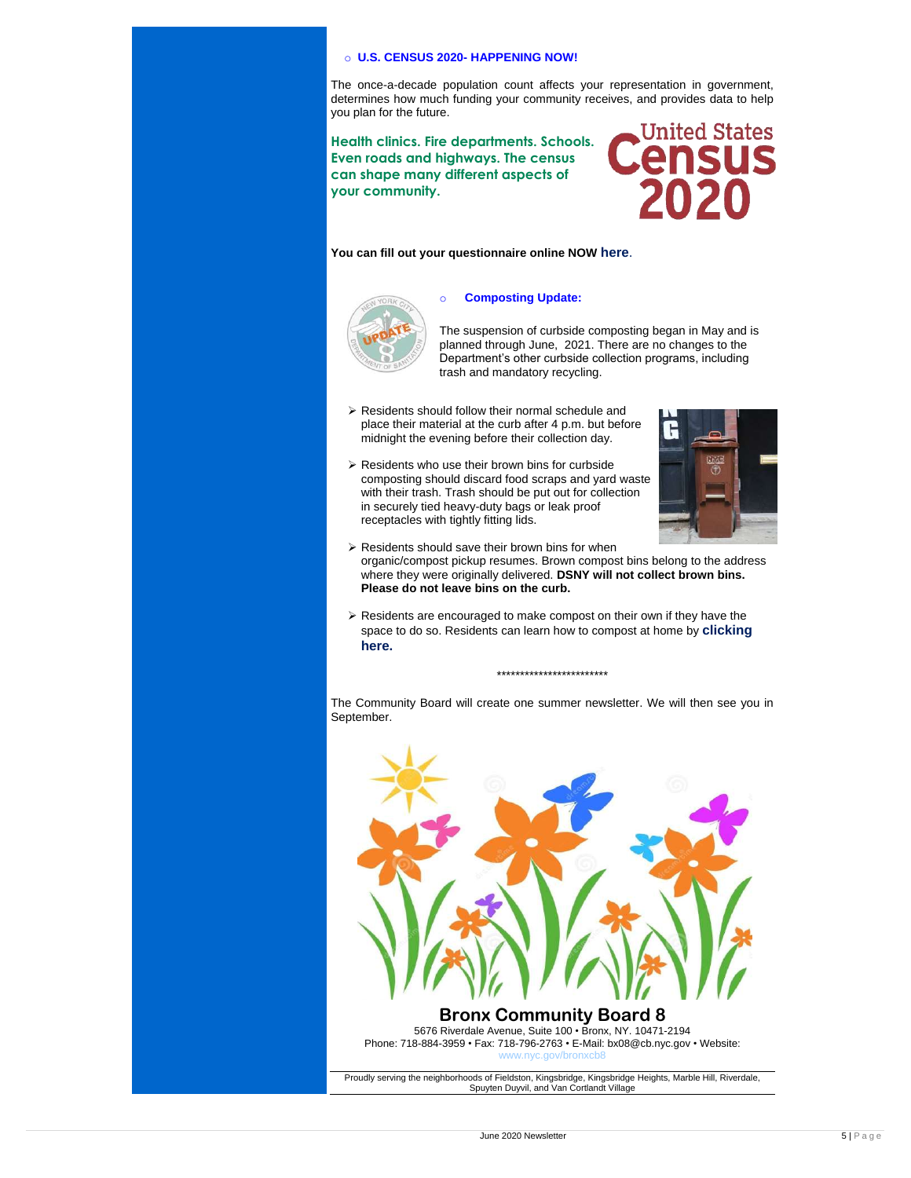- **U.S. CENSUS 2020- HAPPENING NOW!**

The once-a-decade population count affects your representation in government, determines how much funding your community receives, and provides data to help you plan for the future.

**Health clinics. Fire departments. Schools. Even roads and highways. The census can shape many different aspects of your community.**

United States Census 2020

**You can fill out your questionnaire online NOW here.**

- **Composting Update:**

The suspension of curbside composting began in May and is planned through June, 2021. There are no changes to the Department's other curbside collection programs, including trash and mandatory recycling.

- Residents should follow their normal schedule and place their material at the curb after 4 p.m. but before midnight the evening before their collection day.
- Residents who use their brown bins for curbside composting should discard food scraps and yard waste with their trash. Trash should be put out for collection in securely tied heavy-duty bags or leak proof receptacles with tightly fitting lids.
- Residents should save their brown bins for when organic/compost pickup resumes. Brown compost bins belong to the address where they were originally delivered. **DSNY will not collect brown bins. Please do not leave bins on the curb.**
- Residents are encouraged to make compost on their own if they have the space to do so. Residents can learn how to compost at home by **clicking here.**

************************

The Community Board will create one summer newsletter. We will then see you in September.

## Bronx Community Board 8

5676 Riverdale Avenue, Suite 100 • Bronx, NY. 10471-2194
Phone: 718-884-3959 • Fax: 718-796-2763 • E-Mail: bx08@cb.nyc.gov • Website: www.nyc.gov/bronxcb8

Proudly serving the neighborhoods of Fieldston, Kingsbridge, Kingsbridge Heights, Marble Hill, Riverdale, Spuyten Duyvil, and Van Cortlandt Village